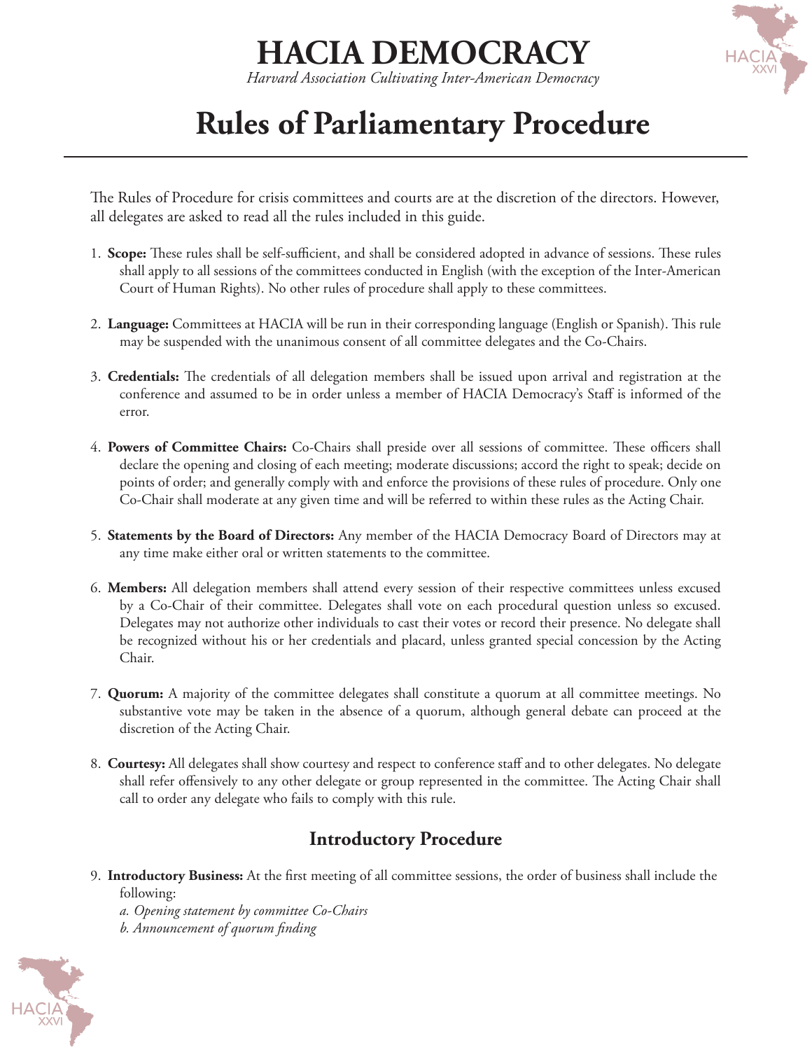# HACIA DEMOCRACY

*Harvard Association Cultivating Inter-American Democracy*

# Rules of Parliamentary Procedure

The Rules of Procedure for crisis committees and courts are at the discretion of the directors. However, all delegates are asked to read all the rules included in this guide.

1. **Scope:** These rules shall be self-sufficient, and shall be considered adopted in advance of sessions. These rules shall apply to all sessions of the committees conducted in English (with the exception of the Inter-American Court of Human Rights). No other rules of procedure shall apply to these committees.

2. **Language:** Committees at HACIA will be run in their corresponding language (English or Spanish). This rule may be suspended with the unanimous consent of all committee delegates and the Co-Chairs.

3. **Credentials:** The credentials of all delegation members shall be issued upon arrival and registration at the conference and assumed to be in order unless a member of HACIA Democracy's Staff is informed of the error.

4. **Powers of Committee Chairs:** Co-Chairs shall preside over all sessions of committee. These officers shall declare the opening and closing of each meeting; moderate discussions; accord the right to speak; decide on points of order; and generally comply with and enforce the provisions of these rules of procedure. Only one Co-Chair shall moderate at any given time and will be referred to within these rules as the Acting Chair.

5. **Statements by the Board of Directors:** Any member of the HACIA Democracy Board of Directors may at any time make either oral or written statements to the committee.

6. **Members:** All delegation members shall attend every session of their respective committees unless excused by a Co-Chair of their committee. Delegates shall vote on each procedural question unless so excused. Delegates may not authorize other individuals to cast their votes or record their presence. No delegate shall be recognized without his or her credentials and placard, unless granted special concession by the Acting Chair.

7. **Quorum:** A majority of the committee delegates shall constitute a quorum at all committee meetings. No substantive vote may be taken in the absence of a quorum, although general debate can proceed at the discretion of the Acting Chair.

8. **Courtesy:** All delegates shall show courtesy and respect to conference staff and to other delegates. No delegate shall refer offensively to any other delegate or group represented in the committee. The Acting Chair shall call to order any delegate who fails to comply with this rule.

## Introductory Procedure

9. **Introductory Business:** At the first meeting of all committee sessions, the order of business shall include the following:
   *a. Opening statement by committee Co-Chairs*
   *b. Announcement of quorum finding*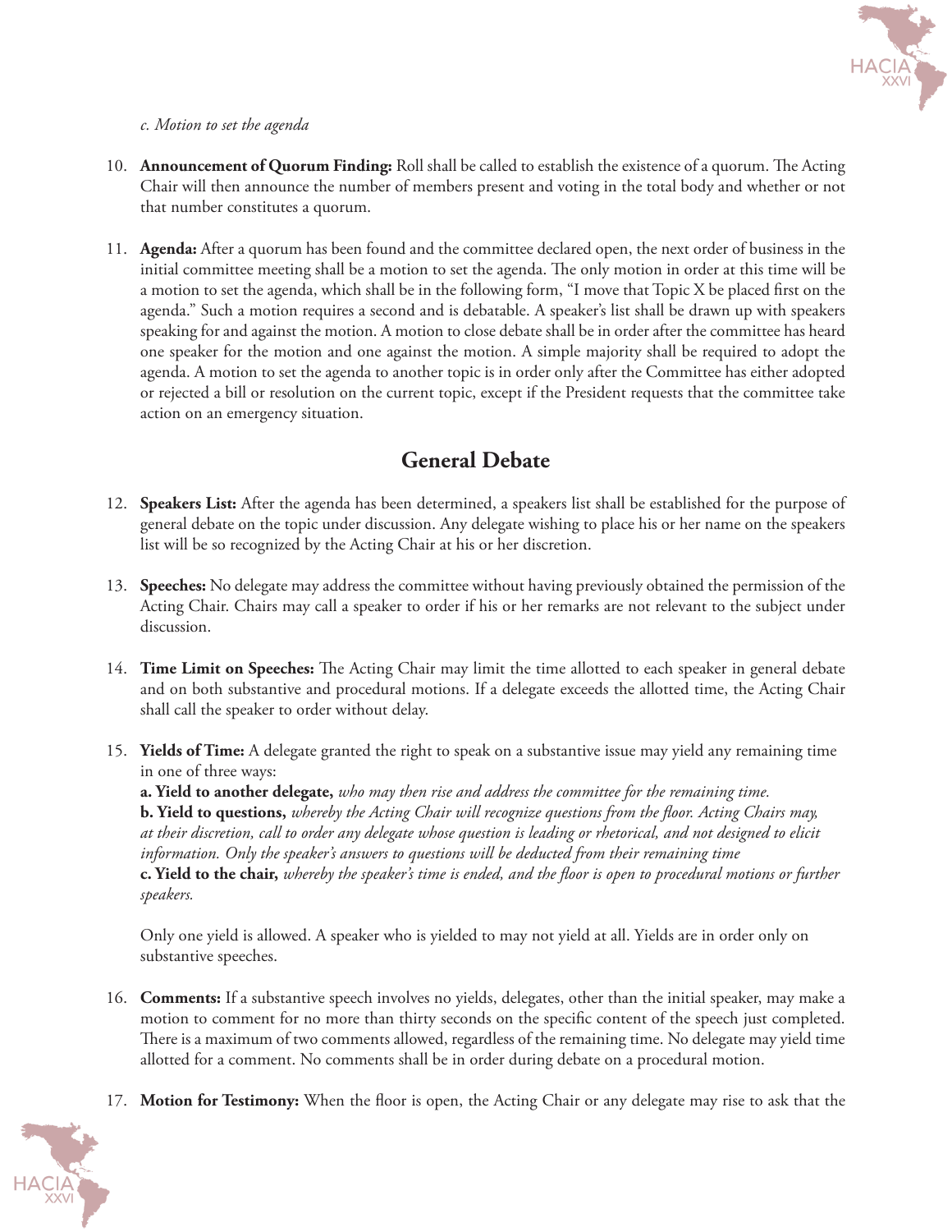*c. Motion to set the agenda*

10. **Announcement of Quorum Finding:** Roll shall be called to establish the existence of a quorum. The Acting Chair will then announce the number of members present and voting in the total body and whether or not that number constitutes a quorum.

11. **Agenda:** After a quorum has been found and the committee declared open, the next order of business in the initial committee meeting shall be a motion to set the agenda. The only motion in order at this time will be a motion to set the agenda, which shall be in the following form, "I move that Topic X be placed first on the agenda." Such a motion requires a second and is debatable. A speaker's list shall be drawn up with speakers speaking for and against the motion. A motion to close debate shall be in order after the committee has heard one speaker for the motion and one against the motion. A simple majority shall be required to adopt the agenda. A motion to set the agenda to another topic is in order only after the Committee has either adopted or rejected a bill or resolution on the current topic, except if the President requests that the committee take action on an emergency situation.

## General Debate

12. **Speakers List:** After the agenda has been determined, a speakers list shall be established for the purpose of general debate on the topic under discussion. Any delegate wishing to place his or her name on the speakers list will be so recognized by the Acting Chair at his or her discretion.

13. **Speeches:** No delegate may address the committee without having previously obtained the permission of the Acting Chair. Chairs may call a speaker to order if his or her remarks are not relevant to the subject under discussion.

14. **Time Limit on Speeches:** The Acting Chair may limit the time allotted to each speaker in general debate and on both substantive and procedural motions. If a delegate exceeds the allotted time, the Acting Chair shall call the speaker to order without delay.

15. **Yields of Time:** A delegate granted the right to speak on a substantive issue may yield any remaining time in one of three ways:
    **a. Yield to another delegate,** *who may then rise and address the committee for the remaining time.*
    **b. Yield to questions,** *whereby the Acting Chair will recognize questions from the floor. Acting Chairs may, at their discretion, call to order any delegate whose question is leading or rhetorical, and not designed to elicit information. Only the speaker's answers to questions will be deducted from their remaining time*
    **c. Yield to the chair,** *whereby the speaker's time is ended, and the floor is open to procedural motions or further speakers.*

    Only one yield is allowed. A speaker who is yielded to may not yield at all. Yields are in order only on substantive speeches.

16. **Comments:** If a substantive speech involves no yields, delegates, other than the initial speaker, may make a motion to comment for no more than thirty seconds on the specific content of the speech just completed. There is a maximum of two comments allowed, regardless of the remaining time. No delegate may yield time allotted for a comment. No comments shall be in order during debate on a procedural motion.

17. **Motion for Testimony:** When the floor is open, the Acting Chair or any delegate may rise to ask that the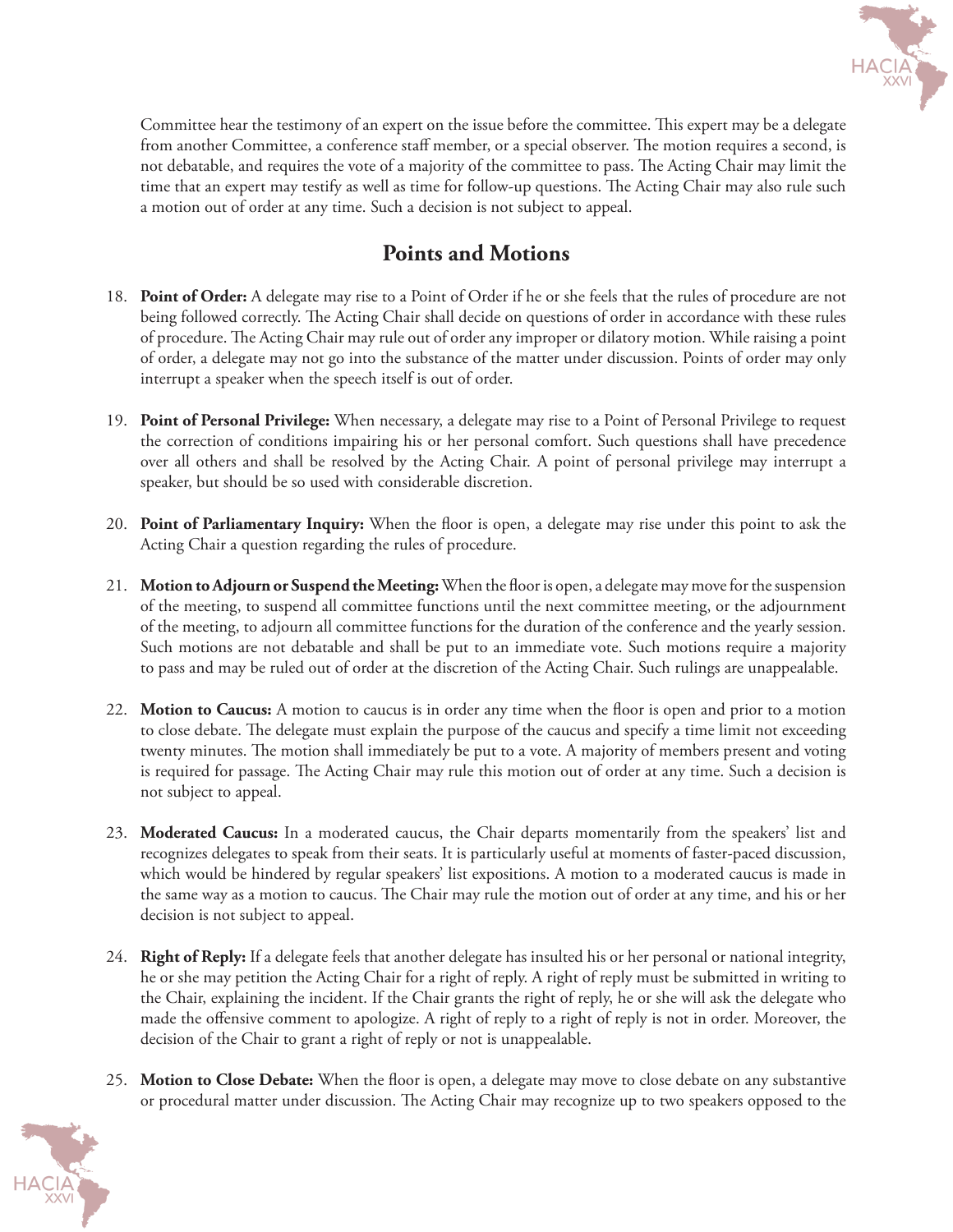Committee hear the testimony of an expert on the issue before the committee. This expert may be a delegate from another Committee, a conference staff member, or a special observer. The motion requires a second, is not debatable, and requires the vote of a majority of the committee to pass. The Acting Chair may limit the time that an expert may testify as well as time for follow-up questions. The Acting Chair may also rule such a motion out of order at any time. Such a decision is not subject to appeal.

## Points and Motions

18. **Point of Order:** A delegate may rise to a Point of Order if he or she feels that the rules of procedure are not being followed correctly. The Acting Chair shall decide on questions of order in accordance with these rules of procedure. The Acting Chair may rule out of order any improper or dilatory motion. While raising a point of order, a delegate may not go into the substance of the matter under discussion. Points of order may only interrupt a speaker when the speech itself is out of order.

19. **Point of Personal Privilege:** When necessary, a delegate may rise to a Point of Personal Privilege to request the correction of conditions impairing his or her personal comfort. Such questions shall have precedence over all others and shall be resolved by the Acting Chair. A point of personal privilege may interrupt a speaker, but should be so used with considerable discretion.

20. **Point of Parliamentary Inquiry:** When the floor is open, a delegate may rise under this point to ask the Acting Chair a question regarding the rules of procedure.

21. **Motion to Adjourn or Suspend the Meeting:** When the floor is open, a delegate may move for the suspension of the meeting, to suspend all committee functions until the next committee meeting, or the adjournment of the meeting, to adjourn all committee functions for the duration of the conference and the yearly session. Such motions are not debatable and shall be put to an immediate vote. Such motions require a majority to pass and may be ruled out of order at the discretion of the Acting Chair. Such rulings are unappealable.

22. **Motion to Caucus:** A motion to caucus is in order any time when the floor is open and prior to a motion to close debate. The delegate must explain the purpose of the caucus and specify a time limit not exceeding twenty minutes. The motion shall immediately be put to a vote. A majority of members present and voting is required for passage. The Acting Chair may rule this motion out of order at any time. Such a decision is not subject to appeal.

23. **Moderated Caucus:** In a moderated caucus, the Chair departs momentarily from the speakers' list and recognizes delegates to speak from their seats. It is particularly useful at moments of faster-paced discussion, which would be hindered by regular speakers' list expositions. A motion to a moderated caucus is made in the same way as a motion to caucus. The Chair may rule the motion out of order at any time, and his or her decision is not subject to appeal.

24. **Right of Reply:** If a delegate feels that another delegate has insulted his or her personal or national integrity, he or she may petition the Acting Chair for a right of reply. A right of reply must be submitted in writing to the Chair, explaining the incident. If the Chair grants the right of reply, he or she will ask the delegate who made the offensive comment to apologize. A right of reply to a right of reply is not in order. Moreover, the decision of the Chair to grant a right of reply or not is unappealable.

25. **Motion to Close Debate:** When the floor is open, a delegate may move to close debate on any substantive or procedural matter under discussion. The Acting Chair may recognize up to two speakers opposed to the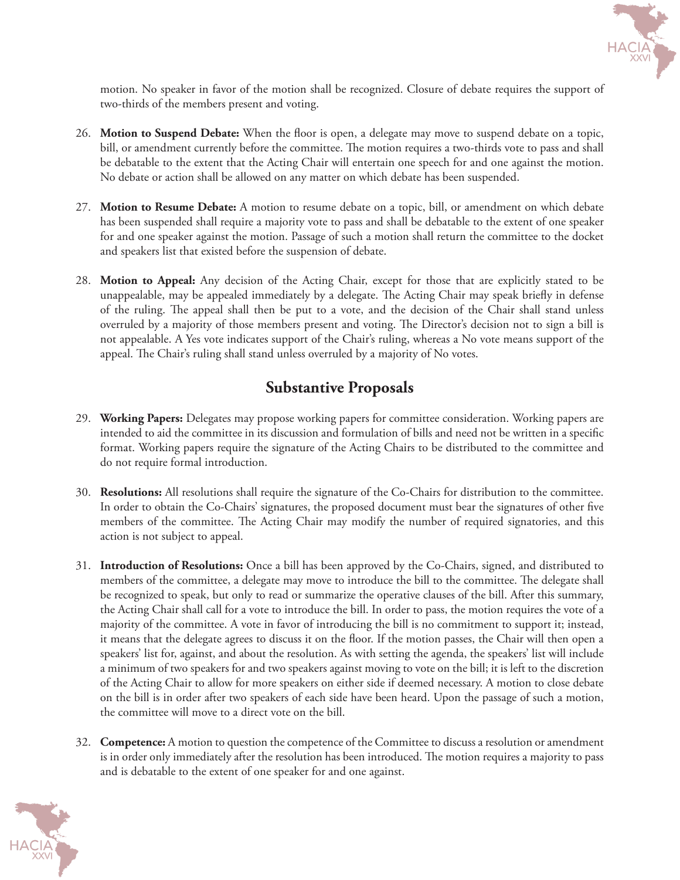motion. No speaker in favor of the motion shall be recognized. Closure of debate requires the support of two-thirds of the members present and voting.

26. **Motion to Suspend Debate:** When the floor is open, a delegate may move to suspend debate on a topic, bill, or amendment currently before the committee. The motion requires a two-thirds vote to pass and shall be debatable to the extent that the Acting Chair will entertain one speech for and one against the motion. No debate or action shall be allowed on any matter on which debate has been suspended.

27. **Motion to Resume Debate:** A motion to resume debate on a topic, bill, or amendment on which debate has been suspended shall require a majority vote to pass and shall be debatable to the extent of one speaker for and one speaker against the motion. Passage of such a motion shall return the committee to the docket and speakers list that existed before the suspension of debate.

28. **Motion to Appeal:** Any decision of the Acting Chair, except for those that are explicitly stated to be unappealable, may be appealed immediately by a delegate. The Acting Chair may speak briefly in defense of the ruling. The appeal shall then be put to a vote, and the decision of the Chair shall stand unless overruled by a majority of those members present and voting. The Director's decision not to sign a bill is not appealable. A Yes vote indicates support of the Chair's ruling, whereas a No vote means support of the appeal. The Chair's ruling shall stand unless overruled by a majority of No votes.

## Substantive Proposals

29. **Working Papers:** Delegates may propose working papers for committee consideration. Working papers are intended to aid the committee in its discussion and formulation of bills and need not be written in a specific format. Working papers require the signature of the Acting Chairs to be distributed to the committee and do not require formal introduction.

30. **Resolutions:** All resolutions shall require the signature of the Co-Chairs for distribution to the committee. In order to obtain the Co-Chairs' signatures, the proposed document must bear the signatures of other five members of the committee. The Acting Chair may modify the number of required signatories, and this action is not subject to appeal.

31. **Introduction of Resolutions:** Once a bill has been approved by the Co-Chairs, signed, and distributed to members of the committee, a delegate may move to introduce the bill to the committee. The delegate shall be recognized to speak, but only to read or summarize the operative clauses of the bill. After this summary, the Acting Chair shall call for a vote to introduce the bill. In order to pass, the motion requires the vote of a majority of the committee. A vote in favor of introducing the bill is no commitment to support it; instead, it means that the delegate agrees to discuss it on the floor. If the motion passes, the Chair will then open a speakers' list for, against, and about the resolution. As with setting the agenda, the speakers' list will include a minimum of two speakers for and two speakers against moving to vote on the bill; it is left to the discretion of the Acting Chair to allow for more speakers on either side if deemed necessary. A motion to close debate on the bill is in order after two speakers of each side have been heard. Upon the passage of such a motion, the committee will move to a direct vote on the bill.

32. **Competence:** A motion to question the competence of the Committee to discuss a resolution or amendment is in order only immediately after the resolution has been introduced. The motion requires a majority to pass and is debatable to the extent of one speaker for and one against.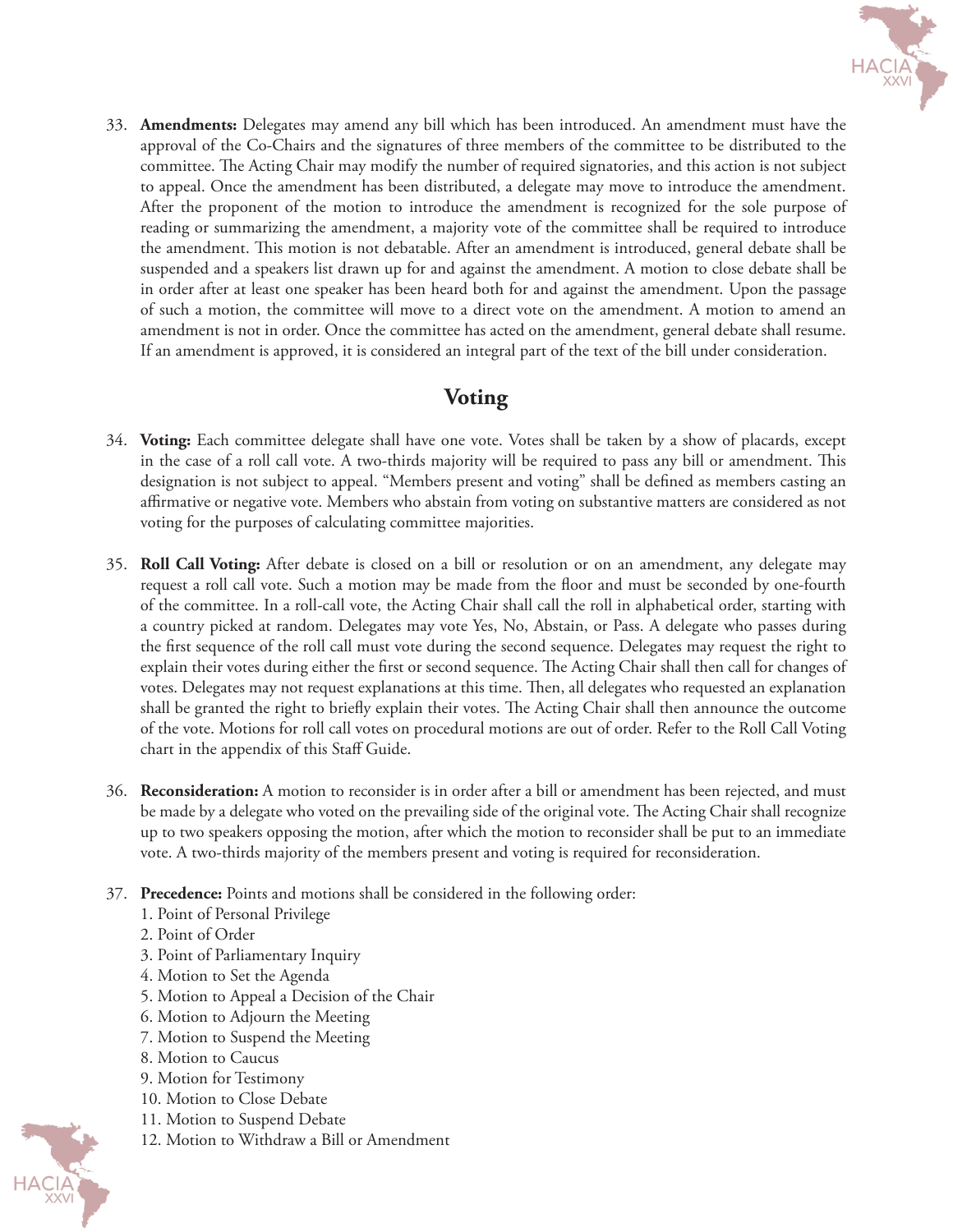33. **Amendments:** Delegates may amend any bill which has been introduced. An amendment must have the approval of the Co-Chairs and the signatures of three members of the committee to be distributed to the committee. The Acting Chair may modify the number of required signatories, and this action is not subject to appeal. Once the amendment has been distributed, a delegate may move to introduce the amendment. After the proponent of the motion to introduce the amendment is recognized for the sole purpose of reading or summarizing the amendment, a majority vote of the committee shall be required to introduce the amendment. This motion is not debatable. After an amendment is introduced, general debate shall be suspended and a speakers list drawn up for and against the amendment. A motion to close debate shall be in order after at least one speaker has been heard both for and against the amendment. Upon the passage of such a motion, the committee will move to a direct vote on the amendment. A motion to amend an amendment is not in order. Once the committee has acted on the amendment, general debate shall resume. If an amendment is approved, it is considered an integral part of the text of the bill under consideration.

## Voting

34. **Voting:** Each committee delegate shall have one vote. Votes shall be taken by a show of placards, except in the case of a roll call vote. A two-thirds majority will be required to pass any bill or amendment. This designation is not subject to appeal. "Members present and voting" shall be defined as members casting an affirmative or negative vote. Members who abstain from voting on substantive matters are considered as not voting for the purposes of calculating committee majorities.

35. **Roll Call Voting:** After debate is closed on a bill or resolution or on an amendment, any delegate may request a roll call vote. Such a motion may be made from the floor and must be seconded by one-fourth of the committee. In a roll-call vote, the Acting Chair shall call the roll in alphabetical order, starting with a country picked at random. Delegates may vote Yes, No, Abstain, or Pass. A delegate who passes during the first sequence of the roll call must vote during the second sequence. Delegates may request the right to explain their votes during either the first or second sequence. The Acting Chair shall then call for changes of votes. Delegates may not request explanations at this time. Then, all delegates who requested an explanation shall be granted the right to briefly explain their votes. The Acting Chair shall then announce the outcome of the vote. Motions for roll call votes on procedural motions are out of order. Refer to the Roll Call Voting chart in the appendix of this Staff Guide.

36. **Reconsideration:** A motion to reconsider is in order after a bill or amendment has been rejected, and must be made by a delegate who voted on the prevailing side of the original vote. The Acting Chair shall recognize up to two speakers opposing the motion, after which the motion to reconsider shall be put to an immediate vote. A two-thirds majority of the members present and voting is required for reconsideration.

37. **Precedence:** Points and motions shall be considered in the following order:
    1. Point of Personal Privilege
    2. Point of Order
    3. Point of Parliamentary Inquiry
    4. Motion to Set the Agenda
    5. Motion to Appeal a Decision of the Chair
    6. Motion to Adjourn the Meeting
    7. Motion to Suspend the Meeting
    8. Motion to Caucus
    9. Motion for Testimony
    10. Motion to Close Debate
    11. Motion to Suspend Debate
    12. Motion to Withdraw a Bill or Amendment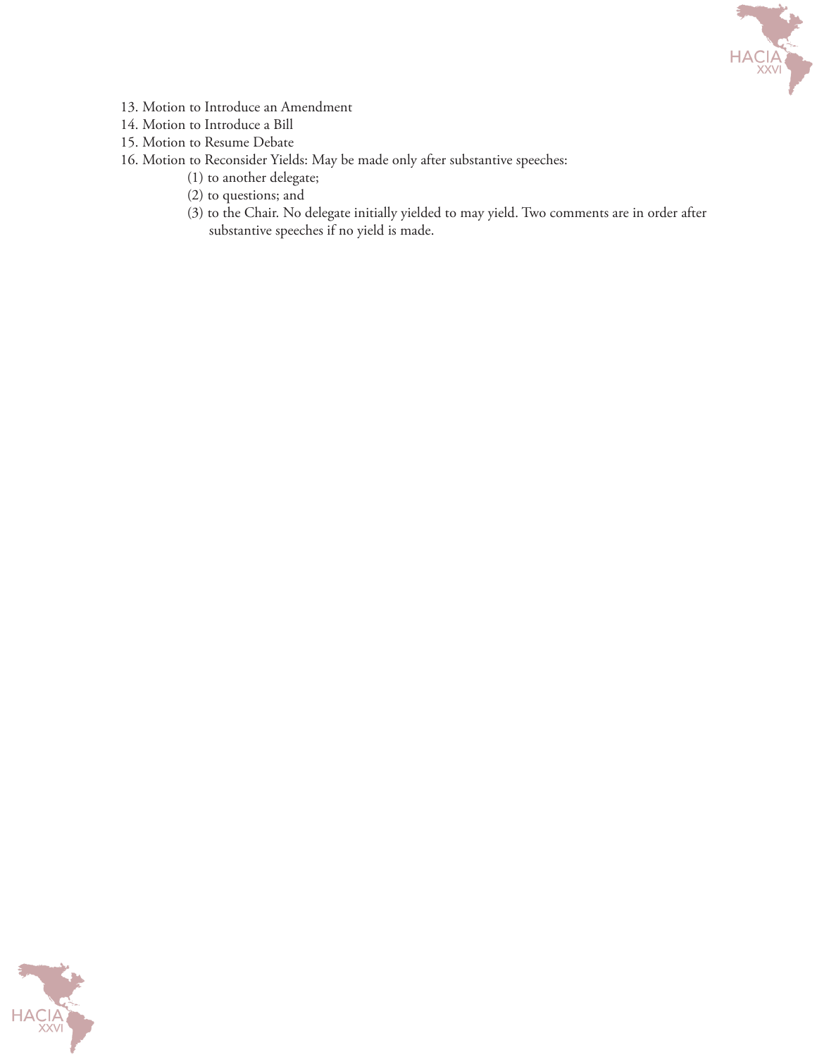13. Motion to Introduce an Amendment
14. Motion to Introduce a Bill
15. Motion to Resume Debate
16. Motion to Reconsider Yields: May be made only after substantive speeches:
    - (1) to another delegate;
    - (2) to questions; and
    - (3) to the Chair. No delegate initially yielded to may yield. Two comments are in order after substantive speeches if no yield is made.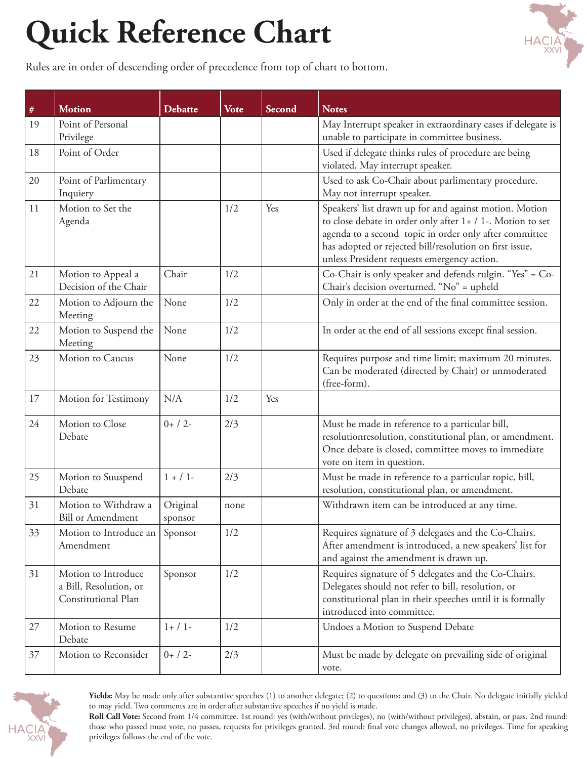# Quick Reference Chart

Rules are in order of descending order of precedence from top of chart to bottom.

| # | Motion | Debatte | Vote | Second | Notes |
|---|---|---|---|---|---|
| 19 | Point of Personal Privilege | | | | May Interrupt speaker in extraordinary cases if delegate is unable to participate in committee business. |
| 18 | Point of Order | | | | Used if delegate thinks rules of procedure are being violated. May interrupt speaker. |
| 20 | Point of Parlimentary Inquiery | | | | Used to ask Co-Chair about parlimentary procedure. May not interrupt speaker. |
| 11 | Motion to Set the Agenda | | 1/2 | Yes | Speakers' list drawn up for and against motion. Motion to close debate in order only after 1+ / 1-. Motion to set agenda to a second topic in order only after committee has adopted or rejected bill/resolution on first issue, unless President requests emergency action. |
| 21 | Motion to Appeal a Decision of the Chair | Chair | 1/2 | | Co-Chair is only speaker and defends rulgin. "Yes" = Co-Chair's decision overturned. "No" = upheld |
| 22 | Motion to Adjourn the Meeting | None | 1/2 | | Only in order at the end of the final committee session. |
| 22 | Motion to Suspend the Meeting | None | 1/2 | | In order at the end of all sessions except final session. |
| 23 | Motion to Caucus | None | 1/2 | | Requires purpose and time limit; maximum 20 minutes. Can be moderated (directed by Chair) or unmoderated (free-form). |
| 17 | Motion for Testimony | N/A | 1/2 | Yes | |
| 24 | Motion to Close Debate | 0+ / 2- | 2/3 | | Must be made in reference to a particular bill, resolutionresolution, constitutional plan, or amendment. Once debate is closed, committee moves to immediate vote on item in question. |
| 25 | Motion to Suuspend Debate | 1 + / 1- | 2/3 | | Must be made in reference to a particular topic, bill, resolution, constitutional plan, or amendment. |
| 31 | Motion to Withdraw a Bill or Amendment | Original sponsor | none | | Withdrawn item can be introduced at any time. |
| 33 | Motion to Introduce an Amendment | Sponsor | 1/2 | | Requires signature of 3 delegates and the Co-Chairs. After amendment is introduced, a new speakers' list for and against the amendment is drawn up. |
| 31 | Motion to Introduce a Bill, Resolution, or Constitutional Plan | Sponsor | 1/2 | | Requires signature of 5 delegates and the Co-Chairs. Delegates should not refer to bill, resolution, or constitutional plan in their speeches until it is formally introduced into committee. |
| 27 | Motion to Resume Debate | 1+ / 1- | 1/2 | | Undoes a Motion to Suspend Debate |
| 37 | Motion to Reconsider | 0+ / 2- | 2/3 | | Must be made by delegate on prevailing side of original vote. |

**Yields:** May be made only after substantive speeches (1) to another delegate; (2) to questions; and (3) to the Chair. No delegate initially yielded to may yield. Two comments are in order after substantive speeches if no yield is made.

**Roll Call Vote:** Second from 1/4 committee. 1st round: yes (with/without privileges), no (with/without privileges), abstain, or pass. 2nd round: those who passed must vote, no passes, requests for privileges granted. 3rd round: final vote changes allowed, no privileges. Time for speaking privileges follows the end of the vote.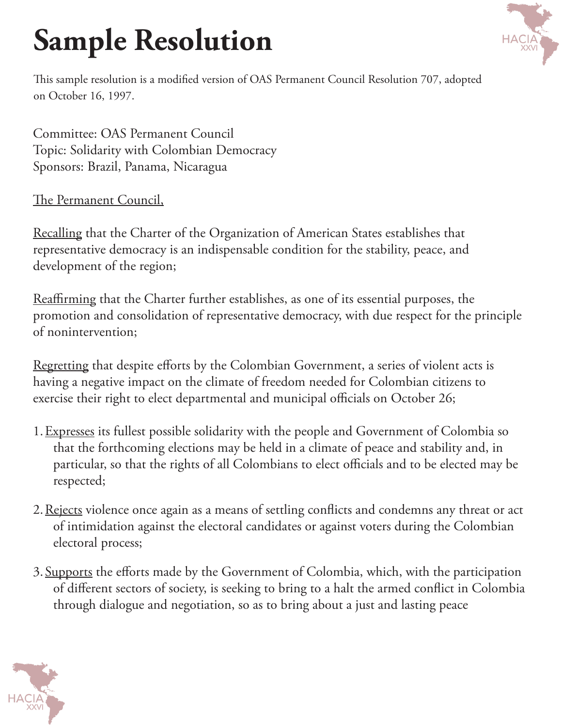# Sample Resolution

This sample resolution is a modified version of OAS Permanent Council Resolution 707, adopted on October 16, 1997.

Committee: OAS Permanent Council
Topic: Solidarity with Colombian Democracy
Sponsors: Brazil, Panama, Nicaragua

<u>The Permanent Council,</u>

<u>Recalling</u> that the Charter of the Organization of American States establishes that representative democracy is an indispensable condition for the stability, peace, and development of the region;

<u>Reaffirming</u> that the Charter further establishes, as one of its essential purposes, the promotion and consolidation of representative democracy, with due respect for the principle of nonintervention;

<u>Regretting</u> that despite efforts by the Colombian Government, a series of violent acts is having a negative impact on the climate of freedom needed for Colombian citizens to exercise their right to elect departmental and municipal officials on October 26;

1. <u>Expresses</u> its fullest possible solidarity with the people and Government of Colombia so that the forthcoming elections may be held in a climate of peace and stability and, in particular, so that the rights of all Colombians to elect officials and to be elected may be respected;

2. <u>Rejects</u> violence once again as a means of settling conflicts and condemns any threat or act of intimidation against the electoral candidates or against voters during the Colombian electoral process;

3. <u>Supports</u> the efforts made by the Government of Colombia, which, with the participation of different sectors of society, is seeking to bring to a halt the armed conflict in Colombia through dialogue and negotiation, so as to bring about a just and lasting peace